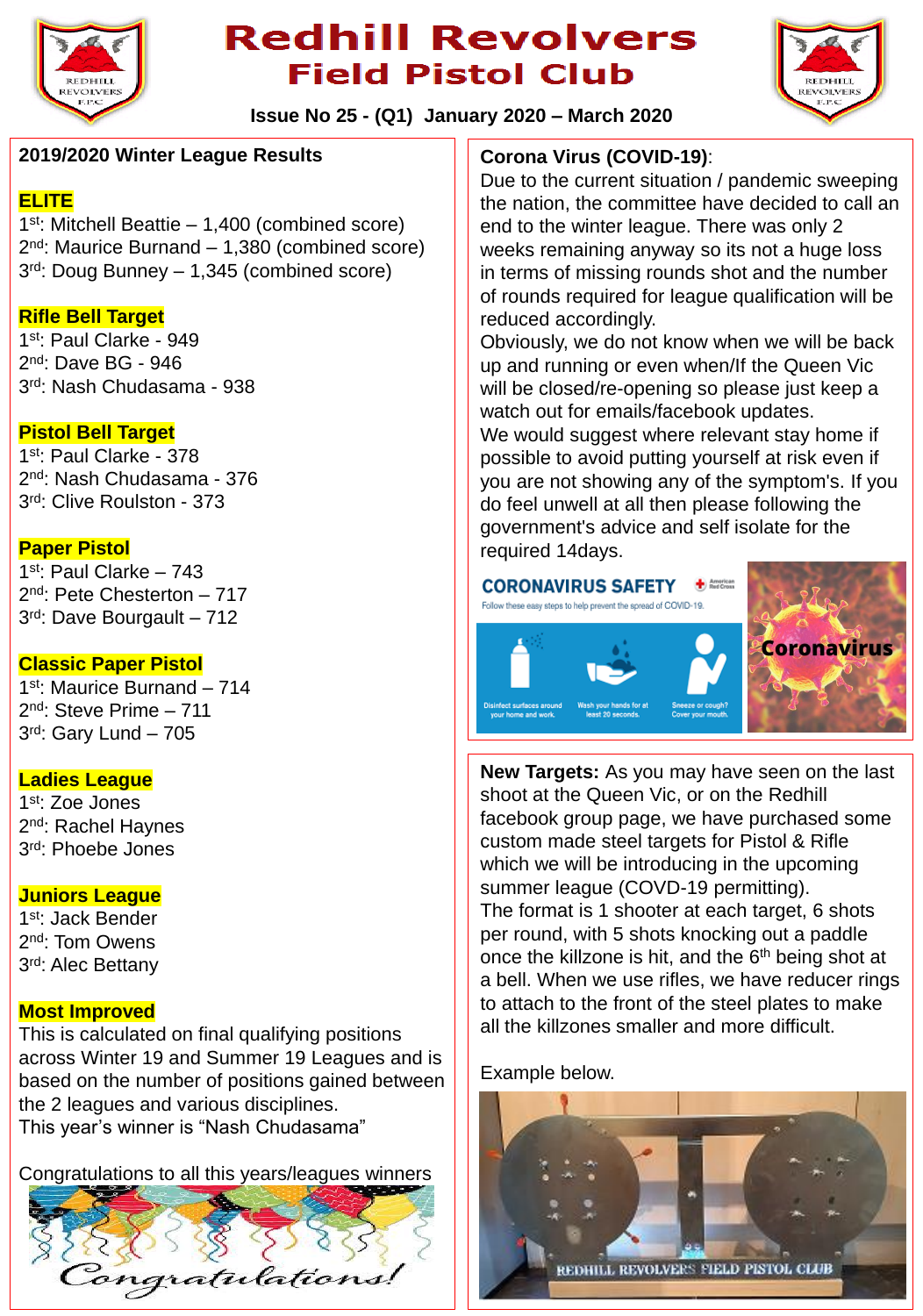# Redhill Revolvers
## Field Pistol Club

**Issue No 25 - (Q1) January 2020 – March 2020**

### 2019/2020 Winter League Results

**ELITE**

1st: Mitchell Beattie – 1,400 (combined score)
2nd: Maurice Burnand – 1,380 (combined score)
3rd: Doug Bunney – 1,345 (combined score)

**Rifle Bell Target**

1st: Paul Clarke - 949
2nd: Dave BG - 946
3rd: Nash Chudasama - 938

**Pistol Bell Target**

1st: Paul Clarke - 378
2nd: Nash Chudasama - 376
3rd: Clive Roulston - 373

**Paper Pistol**

1st: Paul Clarke – 743
2nd: Pete Chesterton – 717
3rd: Dave Bourgault – 712

**Classic Paper Pistol**

1st: Maurice Burnand – 714
2nd: Steve Prime – 711
3rd: Gary Lund – 705

**Ladies League**

1st: Zoe Jones
2nd: Rachel Haynes
3rd: Phoebe Jones

**Juniors League**

1st: Jack Bender
2nd: Tom Owens
3rd: Alec Bettany

**Most Improved**

This is calculated on final qualifying positions across Winter 19 and Summer 19 Leagues and is based on the number of positions gained between the 2 leagues and various disciplines.
This year's winner is "Nash Chudasama"

Congratulations to all this years/leagues winners

### Corona Virus (COVID-19):

Due to the current situation / pandemic sweeping the nation, the committee have decided to call an end to the winter league. There was only 2 weeks remaining anyway so its not a huge loss in terms of missing rounds shot and the number of rounds required for league qualification will be reduced accordingly.
Obviously, we do not know when we will be back up and running or even when/If the Queen Vic will be closed/re-opening so please just keep a watch out for emails/facebook updates.
We would suggest where relevant stay home if possible to avoid putting yourself at risk even if you are not showing any of the symptom's. If you do feel unwell at all then please following the government's advice and self isolate for the required 14days.

**New Targets:** As you may have seen on the last shoot at the Queen Vic, or on the Redhill facebook group page, we have purchased some custom made steel targets for Pistol & Rifle which we will be introducing in the upcoming summer league (COVD-19 permitting).
The format is 1 shooter at each target, 6 shots per round, with 5 shots knocking out a paddle once the killzone is hit, and the 6th being shot at a bell. When we use rifles, we have reducer rings to attach to the front of the steel plates to make all the killzones smaller and more difficult.

Example below.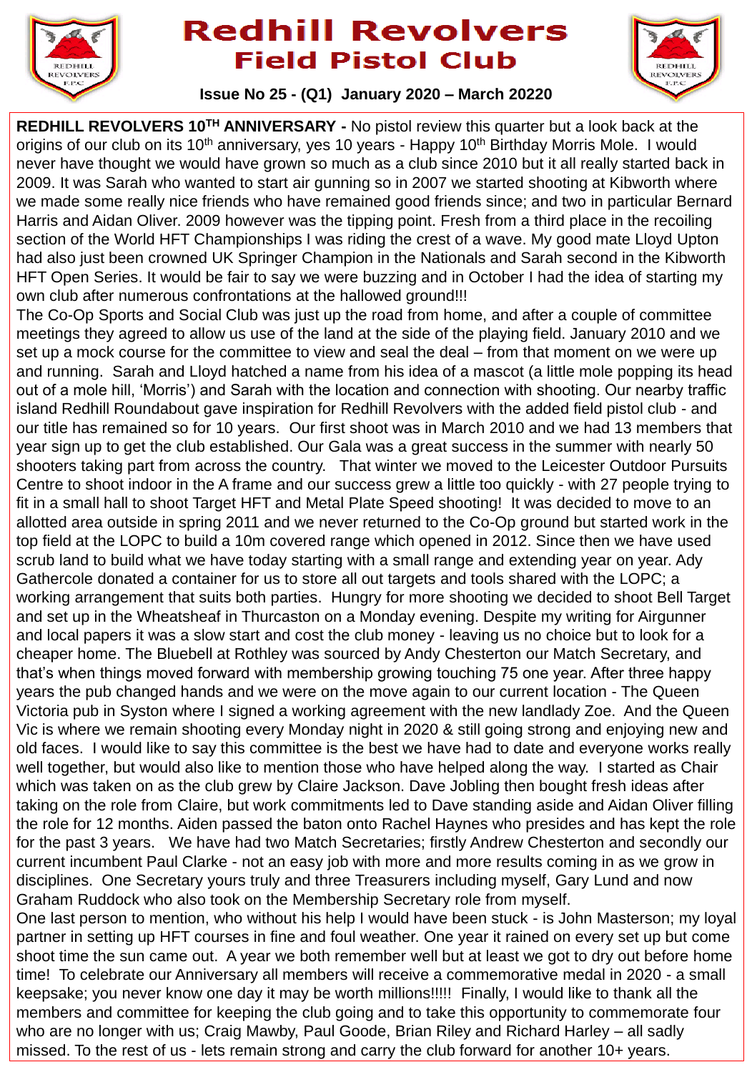# Redhill Revolvers
## Field Pistol Club

**Issue No 25 - (Q1) January 2020 – March 20220**

**REDHILL REVOLVERS 10TH ANNIVERSARY -** No pistol review this quarter but a look back at the origins of our club on its 10th anniversary, yes 10 years - Happy 10th Birthday Morris Mole. I would never have thought we would have grown so much as a club since 2010 but it all really started back in 2009. It was Sarah who wanted to start air gunning so in 2007 we started shooting at Kibworth where we made some really nice friends who have remained good friends since; and two in particular Bernard Harris and Aidan Oliver. 2009 however was the tipping point. Fresh from a third place in the recoiling section of the World HFT Championships I was riding the crest of a wave. My good mate Lloyd Upton had also just been crowned UK Springer Champion in the Nationals and Sarah second in the Kibworth HFT Open Series. It would be fair to say we were buzzing and in October I had the idea of starting my own club after numerous confrontations at the hallowed ground!!!

The Co-Op Sports and Social Club was just up the road from home, and after a couple of committee meetings they agreed to allow us use of the land at the side of the playing field. January 2010 and we set up a mock course for the committee to view and seal the deal – from that moment on we were up and running. Sarah and Lloyd hatched a name from his idea of a mascot (a little mole popping its head out of a mole hill, 'Morris') and Sarah with the location and connection with shooting. Our nearby traffic island Redhill Roundabout gave inspiration for Redhill Revolvers with the added field pistol club - and our title has remained so for 10 years. Our first shoot was in March 2010 and we had 13 members that year sign up to get the club established. Our Gala was a great success in the summer with nearly 50 shooters taking part from across the country. That winter we moved to the Leicester Outdoor Pursuits Centre to shoot indoor in the A frame and our success grew a little too quickly - with 27 people trying to fit in a small hall to shoot Target HFT and Metal Plate Speed shooting! It was decided to move to an allotted area outside in spring 2011 and we never returned to the Co-Op ground but started work in the top field at the LOPC to build a 10m covered range which opened in 2012. Since then we have used scrub land to build what we have today starting with a small range and extending year on year. Ady Gathercole donated a container for us to store all out targets and tools shared with the LOPC; a working arrangement that suits both parties. Hungry for more shooting we decided to shoot Bell Target and set up in the Wheatsheaf in Thurcaston on a Monday evening. Despite my writing for Airgunner and local papers it was a slow start and cost the club money - leaving us no choice but to look for a cheaper home. The Bluebell at Rothley was sourced by Andy Chesterton our Match Secretary, and that's when things moved forward with membership growing touching 75 one year. After three happy years the pub changed hands and we were on the move again to our current location - The Queen Victoria pub in Syston where I signed a working agreement with the new landlady Zoe. And the Queen Vic is where we remain shooting every Monday night in 2020 & still going strong and enjoying new and old faces. I would like to say this committee is the best we have had to date and everyone works really well together, but would also like to mention those who have helped along the way. I started as Chair which was taken on as the club grew by Claire Jackson. Dave Jobling then bought fresh ideas after taking on the role from Claire, but work commitments led to Dave standing aside and Aidan Oliver filling the role for 12 months. Aiden passed the baton onto Rachel Haynes who presides and has kept the role for the past 3 years. We have had two Match Secretaries; firstly Andrew Chesterton and secondly our current incumbent Paul Clarke - not an easy job with more and more results coming in as we grow in disciplines. One Secretary yours truly and three Treasurers including myself, Gary Lund and now Graham Ruddock who also took on the Membership Secretary role from myself.

One last person to mention, who without his help I would have been stuck - is John Masterson; my loyal partner in setting up HFT courses in fine and foul weather. One year it rained on every set up but come shoot time the sun came out. A year we both remember well but at least we got to dry out before home time! To celebrate our Anniversary all members will receive a commemorative medal in 2020 - a small keepsake; you never know one day it may be worth millions!!!!! Finally, I would like to thank all the members and committee for keeping the club going and to take this opportunity to commemorate four who are no longer with us; Craig Mawby, Paul Goode, Brian Riley and Richard Harley – all sadly missed. To the rest of us - lets remain strong and carry the club forward for another 10+ years.